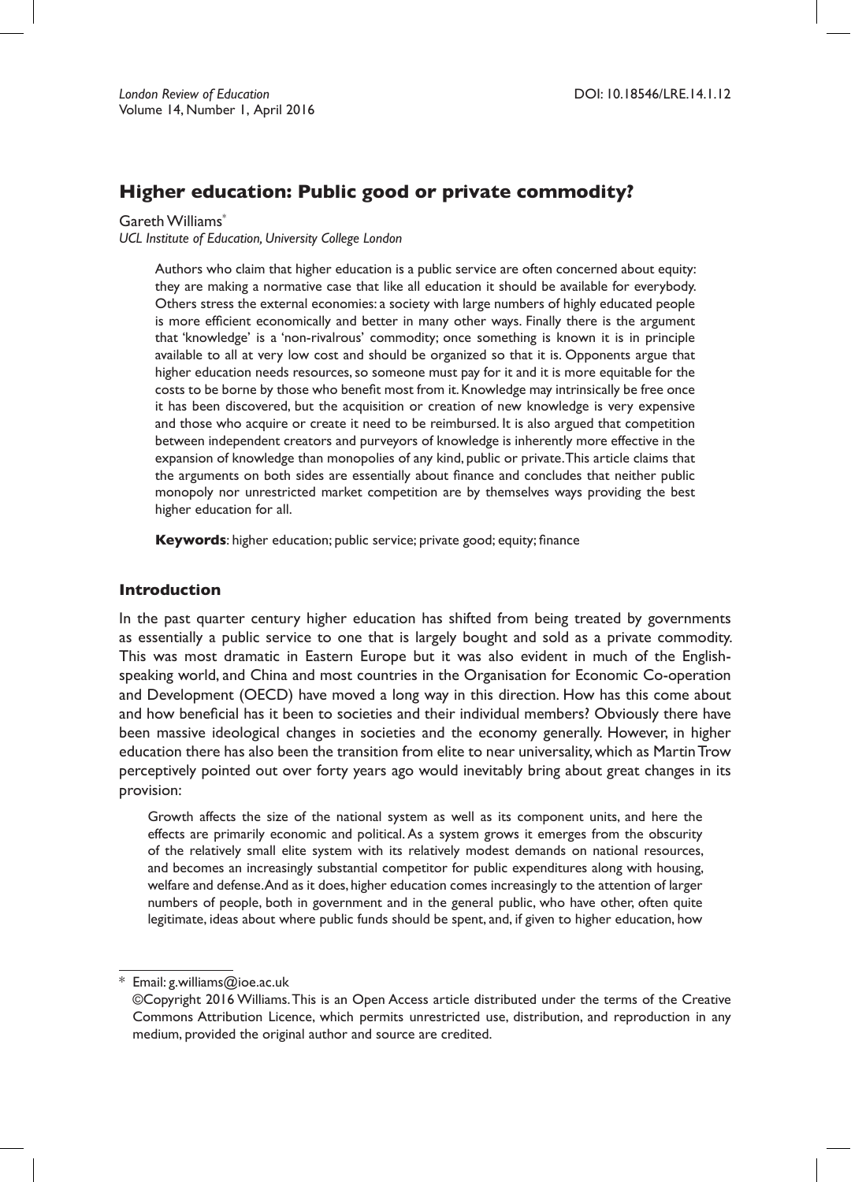# Higher education: Public good or private commodity?

Gareth Williams*

*UCL Institute of Education, University College London*

> Authors who claim that higher education is a public service are often concerned about equity: they are making a normative case that like all education it should be available for everybody. Others stress the external economies: a society with large numbers of highly educated people is more efficient economically and better in many other ways. Finally there is the argument that 'knowledge' is a 'non-rivalrous' commodity; once something is known it is in principle available to all at very low cost and should be organized so that it is. Opponents argue that higher education needs resources, so someone must pay for it and it is more equitable for the costs to be borne by those who benefit most from it. Knowledge may intrinsically be free once it has been discovered, but the acquisition or creation of new knowledge is very expensive and those who acquire or create it need to be reimbursed. It is also argued that competition between independent creators and purveyors of knowledge is inherently more effective in the expansion of knowledge than monopolies of any kind, public or private. This article claims that the arguments on both sides are essentially about finance and concludes that neither public monopoly nor unrestricted market competition are by themselves ways providing the best higher education for all.
>
> **Keywords**: higher education; public service; private good; equity; finance

## Introduction

In the past quarter century higher education has shifted from being treated by governments as essentially a public service to one that is largely bought and sold as a private commodity. This was most dramatic in Eastern Europe but it was also evident in much of the English-speaking world, and China and most countries in the Organisation for Economic Co-operation and Development (OECD) have moved a long way in this direction. How has this come about and how beneficial has it been to societies and their individual members? Obviously there have been massive ideological changes in societies and the economy generally. However, in higher education there has also been the transition from elite to near universality, which as Martin Trow perceptively pointed out over forty years ago would inevitably bring about great changes in its provision:

> Growth affects the size of the national system as well as its component units, and here the effects are primarily economic and political. As a system grows it emerges from the obscurity of the relatively small elite system with its relatively modest demands on national resources, and becomes an increasingly substantial competitor for public expenditures along with housing, welfare and defense. And as it does, higher education comes increasingly to the attention of larger numbers of people, both in government and in the general public, who have other, often quite legitimate, ideas about where public funds should be spent, and, if given to higher education, how

\* Email: g.williams@ioe.ac.uk

©Copyright 2016 Williams. This is an Open Access article distributed under the terms of the Creative Commons Attribution Licence, which permits unrestricted use, distribution, and reproduction in any medium, provided the original author and source are credited.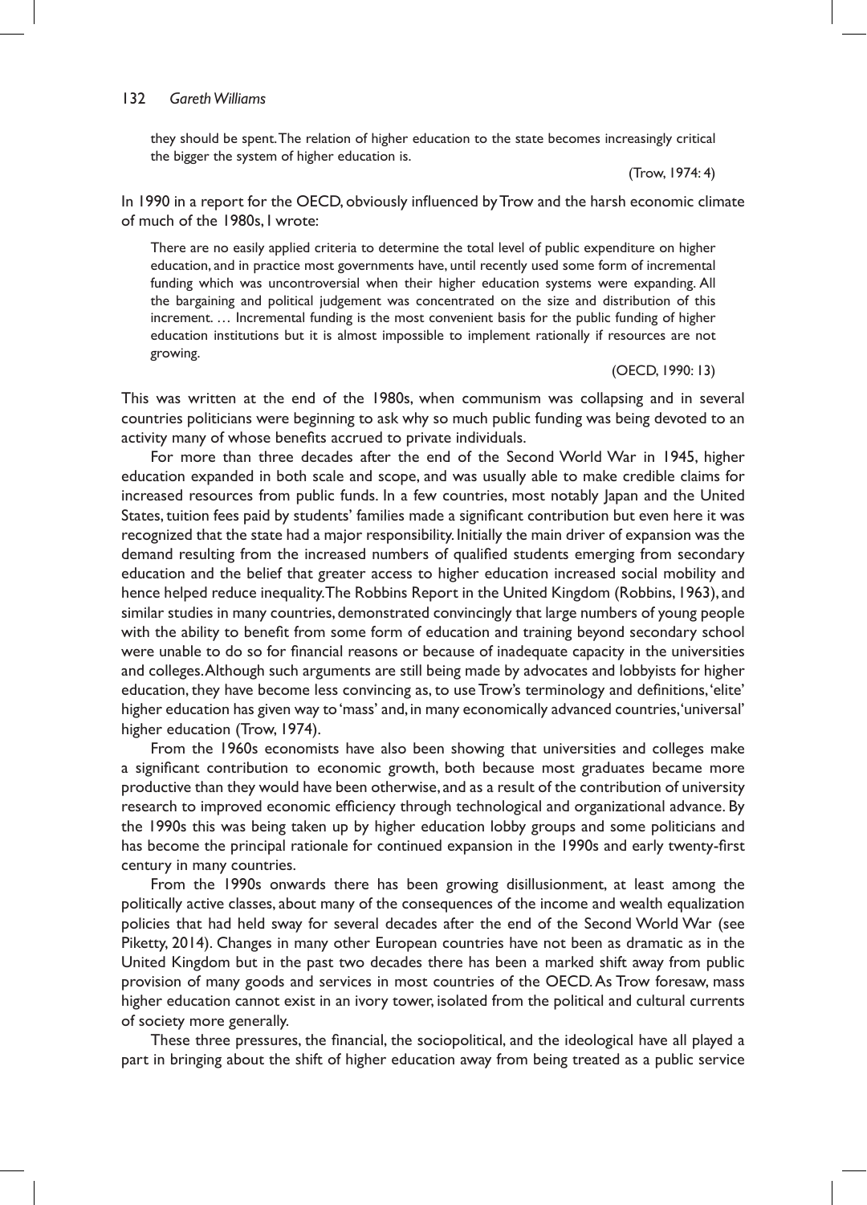> they should be spent. The relation of higher education to the state becomes increasingly critical the bigger the system of higher education is.
>
> (Trow, 1974: 4)

In 1990 in a report for the OECD, obviously influenced by Trow and the harsh economic climate of much of the 1980s, I wrote:

> There are no easily applied criteria to determine the total level of public expenditure on higher education, and in practice most governments have, until recently used some form of incremental funding which was uncontroversial when their higher education systems were expanding. All the bargaining and political judgement was concentrated on the size and distribution of this increment. … Incremental funding is the most convenient basis for the public funding of higher education institutions but it is almost impossible to implement rationally if resources are not growing.
>
> (OECD, 1990: 13)

This was written at the end of the 1980s, when communism was collapsing and in several countries politicians were beginning to ask why so much public funding was being devoted to an activity many of whose benefits accrued to private individuals.

For more than three decades after the end of the Second World War in 1945, higher education expanded in both scale and scope, and was usually able to make credible claims for increased resources from public funds. In a few countries, most notably Japan and the United States, tuition fees paid by students' families made a significant contribution but even here it was recognized that the state had a major responsibility. Initially the main driver of expansion was the demand resulting from the increased numbers of qualified students emerging from secondary education and the belief that greater access to higher education increased social mobility and hence helped reduce inequality. The Robbins Report in the United Kingdom (Robbins, 1963), and similar studies in many countries, demonstrated convincingly that large numbers of young people with the ability to benefit from some form of education and training beyond secondary school were unable to do so for financial reasons or because of inadequate capacity in the universities and colleges. Although such arguments are still being made by advocates and lobbyists for higher education, they have become less convincing as, to use Trow's terminology and definitions, 'elite' higher education has given way to 'mass' and, in many economically advanced countries, 'universal' higher education (Trow, 1974).

From the 1960s economists have also been showing that universities and colleges make a significant contribution to economic growth, both because most graduates became more productive than they would have been otherwise, and as a result of the contribution of university research to improved economic efficiency through technological and organizational advance. By the 1990s this was being taken up by higher education lobby groups and some politicians and has become the principal rationale for continued expansion in the 1990s and early twenty-first century in many countries.

From the 1990s onwards there has been growing disillusionment, at least among the politically active classes, about many of the consequences of the income and wealth equalization policies that had held sway for several decades after the end of the Second World War (see Piketty, 2014). Changes in many other European countries have not been as dramatic as in the United Kingdom but in the past two decades there has been a marked shift away from public provision of many goods and services in most countries of the OECD. As Trow foresaw, mass higher education cannot exist in an ivory tower, isolated from the political and cultural currents of society more generally.

These three pressures, the financial, the sociopolitical, and the ideological have all played a part in bringing about the shift of higher education away from being treated as a public service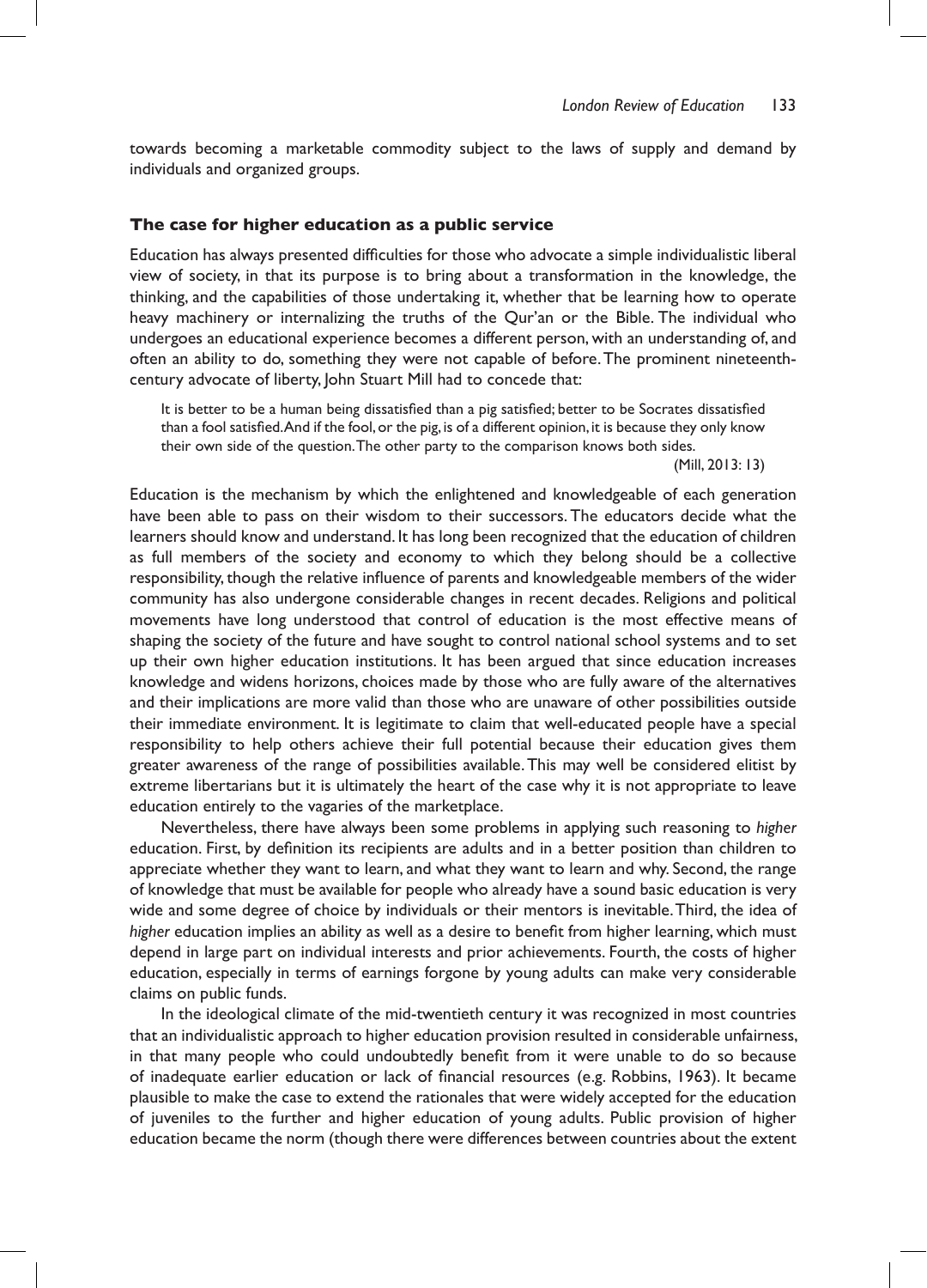towards becoming a marketable commodity subject to the laws of supply and demand by individuals and organized groups.

## The case for higher education as a public service

Education has always presented difficulties for those who advocate a simple individualistic liberal view of society, in that its purpose is to bring about a transformation in the knowledge, the thinking, and the capabilities of those undertaking it, whether that be learning how to operate heavy machinery or internalizing the truths of the Qur'an or the Bible. The individual who undergoes an educational experience becomes a different person, with an understanding of, and often an ability to do, something they were not capable of before. The prominent nineteenth-century advocate of liberty, John Stuart Mill had to concede that:

> It is better to be a human being dissatisfied than a pig satisfied; better to be Socrates dissatisfied than a fool satisfied. And if the fool, or the pig, is of a different opinion, it is because they only know their own side of the question. The other party to the comparison knows both sides.
>
> (Mill, 2013: 13)

Education is the mechanism by which the enlightened and knowledgeable of each generation have been able to pass on their wisdom to their successors. The educators decide what the learners should know and understand. It has long been recognized that the education of children as full members of the society and economy to which they belong should be a collective responsibility, though the relative influence of parents and knowledgeable members of the wider community has also undergone considerable changes in recent decades. Religions and political movements have long understood that control of education is the most effective means of shaping the society of the future and have sought to control national school systems and to set up their own higher education institutions. It has been argued that since education increases knowledge and widens horizons, choices made by those who are fully aware of the alternatives and their implications are more valid than those who are unaware of other possibilities outside their immediate environment. It is legitimate to claim that well-educated people have a special responsibility to help others achieve their full potential because their education gives them greater awareness of the range of possibilities available. This may well be considered elitist by extreme libertarians but it is ultimately the heart of the case why it is not appropriate to leave education entirely to the vagaries of the marketplace.

Nevertheless, there have always been some problems in applying such reasoning to *higher* education. First, by definition its recipients are adults and in a better position than children to appreciate whether they want to learn, and what they want to learn and why. Second, the range of knowledge that must be available for people who already have a sound basic education is very wide and some degree of choice by individuals or their mentors is inevitable. Third, the idea of *higher* education implies an ability as well as a desire to benefit from higher learning, which must depend in large part on individual interests and prior achievements. Fourth, the costs of higher education, especially in terms of earnings forgone by young adults can make very considerable claims on public funds.

In the ideological climate of the mid-twentieth century it was recognized in most countries that an individualistic approach to higher education provision resulted in considerable unfairness, in that many people who could undoubtedly benefit from it were unable to do so because of inadequate earlier education or lack of financial resources (e.g. Robbins, 1963). It became plausible to make the case to extend the rationales that were widely accepted for the education of juveniles to the further and higher education of young adults. Public provision of higher education became the norm (though there were differences between countries about the extent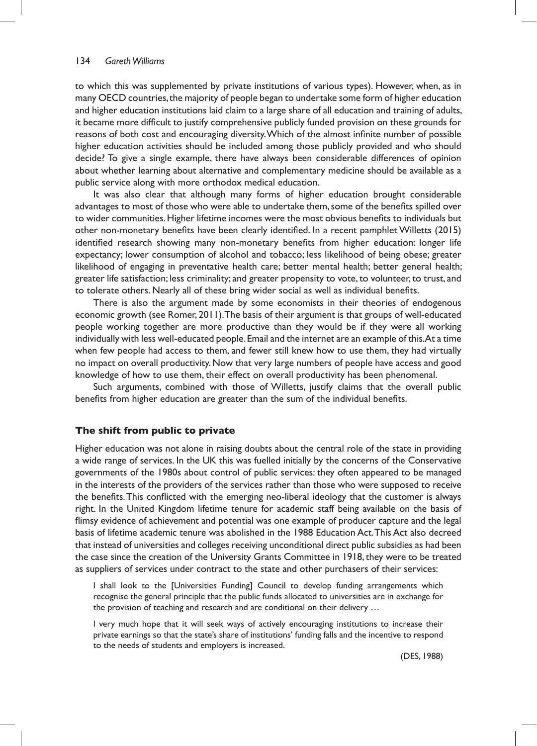to which this was supplemented by private institutions of various types). However, when, as in many OECD countries, the majority of people began to undertake some form of higher education and higher education institutions laid claim to a large share of all education and training of adults, it became more difficult to justify comprehensive publicly funded provision on these grounds for reasons of both cost and encouraging diversity. Which of the almost infinite number of possible higher education activities should be included among those publicly provided and who should decide? To give a single example, there have always been considerable differences of opinion about whether learning about alternative and complementary medicine should be available as a public service along with more orthodox medical education.

It was also clear that although many forms of higher education brought considerable advantages to most of those who were able to undertake them, some of the benefits spilled over to wider communities. Higher lifetime incomes were the most obvious benefits to individuals but other non-monetary benefits have been clearly identified. In a recent pamphlet Willetts (2015) identified research showing many non-monetary benefits from higher education: longer life expectancy; lower consumption of alcohol and tobacco; less likelihood of being obese; greater likelihood of engaging in preventative health care; better mental health; better general health; greater life satisfaction; less criminality; and greater propensity to vote, to volunteer, to trust, and to tolerate others. Nearly all of these bring wider social as well as individual benefits.

There is also the argument made by some economists in their theories of endogenous economic growth (see Romer, 2011). The basis of their argument is that groups of well-educated people working together are more productive than they would be if they were all working individually with less well-educated people. Email and the internet are an example of this. At a time when few people had access to them, and fewer still knew how to use them, they had virtually no impact on overall productivity. Now that very large numbers of people have access and good knowledge of how to use them, their effect on overall productivity has been phenomenal.

Such arguments, combined with those of Willetts, justify claims that the overall public benefits from higher education are greater than the sum of the individual benefits.

## The shift from public to private

Higher education was not alone in raising doubts about the central role of the state in providing a wide range of services. In the UK this was fuelled initially by the concerns of the Conservative governments of the 1980s about control of public services: they often appeared to be managed in the interests of the providers of the services rather than those who were supposed to receive the benefits. This conflicted with the emerging neo-liberal ideology that the customer is always right. In the United Kingdom lifetime tenure for academic staff being available on the basis of flimsy evidence of achievement and potential was one example of producer capture and the legal basis of lifetime academic tenure was abolished in the 1988 Education Act. This Act also decreed that instead of universities and colleges receiving unconditional direct public subsidies as had been the case since the creation of the University Grants Committee in 1918, they were to be treated as suppliers of services under contract to the state and other purchasers of their services:

> I shall look to the [Universities Funding] Council to develop funding arrangements which recognise the general principle that the public funds allocated to universities are in exchange for the provision of teaching and research and are conditional on their delivery …
>
> I very much hope that it will seek ways of actively encouraging institutions to increase their private earnings so that the state's share of institutions' funding falls and the incentive to respond to the needs of students and employers is increased.
>
> (DES, 1988)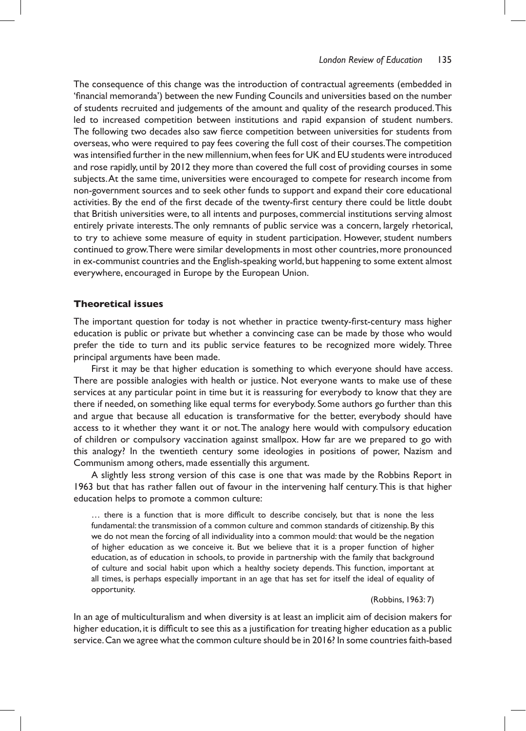The consequence of this change was the introduction of contractual agreements (embedded in 'financial memoranda') between the new Funding Councils and universities based on the number of students recruited and judgements of the amount and quality of the research produced. This led to increased competition between institutions and rapid expansion of student numbers. The following two decades also saw fierce competition between universities for students from overseas, who were required to pay fees covering the full cost of their courses. The competition was intensified further in the new millennium, when fees for UK and EU students were introduced and rose rapidly, until by 2012 they more than covered the full cost of providing courses in some subjects. At the same time, universities were encouraged to compete for research income from non-government sources and to seek other funds to support and expand their core educational activities. By the end of the first decade of the twenty-first century there could be little doubt that British universities were, to all intents and purposes, commercial institutions serving almost entirely private interests. The only remnants of public service was a concern, largely rhetorical, to try to achieve some measure of equity in student participation. However, student numbers continued to grow. There were similar developments in most other countries, more pronounced in ex-communist countries and the English-speaking world, but happening to some extent almost everywhere, encouraged in Europe by the European Union.

### Theoretical issues

The important question for today is not whether in practice twenty-first-century mass higher education is public or private but whether a convincing case can be made by those who would prefer the tide to turn and its public service features to be recognized more widely. Three principal arguments have been made.

First it may be that higher education is something to which everyone should have access. There are possible analogies with health or justice. Not everyone wants to make use of these services at any particular point in time but it is reassuring for everybody to know that they are there if needed, on something like equal terms for everybody. Some authors go further than this and argue that because all education is transformative for the better, everybody should have access to it whether they want it or not. The analogy here would with compulsory education of children or compulsory vaccination against smallpox. How far are we prepared to go with this analogy? In the twentieth century some ideologies in positions of power, Nazism and Communism among others, made essentially this argument.

A slightly less strong version of this case is one that was made by the Robbins Report in 1963 but that has rather fallen out of favour in the intervening half century. This is that higher education helps to promote a common culture:

> … there is a function that is more difficult to describe concisely, but that is none the less fundamental: the transmission of a common culture and common standards of citizenship. By this we do not mean the forcing of all individuality into a common mould: that would be the negation of higher education as we conceive it. But we believe that it is a proper function of higher education, as of education in schools, to provide in partnership with the family that background of culture and social habit upon which a healthy society depends. This function, important at all times, is perhaps especially important in an age that has set for itself the ideal of equality of opportunity.
>
> (Robbins, 1963: 7)

In an age of multiculturalism and when diversity is at least an implicit aim of decision makers for higher education, it is difficult to see this as a justification for treating higher education as a public service. Can we agree what the common culture should be in 2016? In some countries faith-based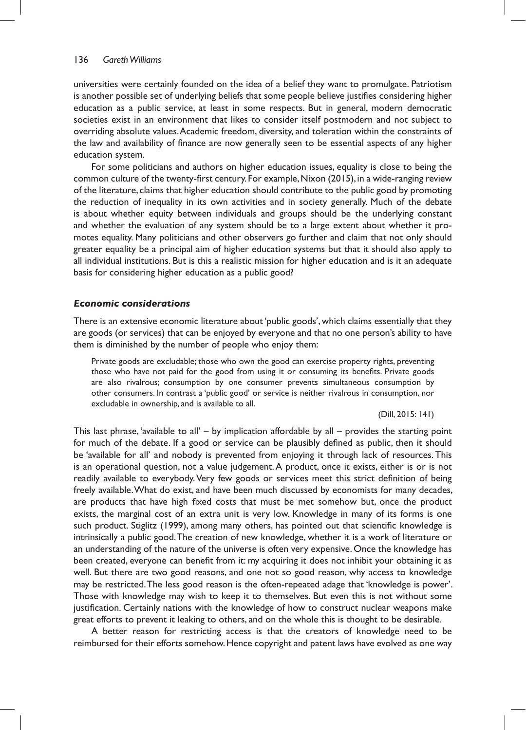universities were certainly founded on the idea of a belief they want to promulgate. Patriotism is another possible set of underlying beliefs that some people believe justifies considering higher education as a public service, at least in some respects. But in general, modern democratic societies exist in an environment that likes to consider itself postmodern and not subject to overriding absolute values. Academic freedom, diversity, and toleration within the constraints of the law and availability of finance are now generally seen to be essential aspects of any higher education system.

For some politicians and authors on higher education issues, equality is close to being the common culture of the twenty-first century. For example, Nixon (2015), in a wide-ranging review of the literature, claims that higher education should contribute to the public good by promoting the reduction of inequality in its own activities and in society generally. Much of the debate is about whether equity between individuals and groups should be the underlying constant and whether the evaluation of any system should be to a large extent about whether it promotes equality. Many politicians and other observers go further and claim that not only should greater equality be a principal aim of higher education systems but that it should also apply to all individual institutions. But is this a realistic mission for higher education and is it an adequate basis for considering higher education as a public good?

### *Economic considerations*

There is an extensive economic literature about 'public goods', which claims essentially that they are goods (or services) that can be enjoyed by everyone and that no one person's ability to have them is diminished by the number of people who enjoy them:

> Private goods are excludable; those who own the good can exercise property rights, preventing those who have not paid for the good from using it or consuming its benefits. Private goods are also rivalrous; consumption by one consumer prevents simultaneous consumption by other consumers. In contrast a 'public good' or service is neither rivalrous in consumption, nor excludable in ownership, and is available to all.
>
> (Dill, 2015: 141)

This last phrase, 'available to all' – by implication affordable by all – provides the starting point for much of the debate. If a good or service can be plausibly defined as public, then it should be 'available for all' and nobody is prevented from enjoying it through lack of resources. This is an operational question, not a value judgement. A product, once it exists, either is or is not readily available to everybody. Very few goods or services meet this strict definition of being freely available. What do exist, and have been much discussed by economists for many decades, are products that have high fixed costs that must be met somehow but, once the product exists, the marginal cost of an extra unit is very low. Knowledge in many of its forms is one such product. Stiglitz (1999), among many others, has pointed out that scientific knowledge is intrinsically a public good. The creation of new knowledge, whether it is a work of literature or an understanding of the nature of the universe is often very expensive. Once the knowledge has been created, everyone can benefit from it: my acquiring it does not inhibit your obtaining it as well. But there are two good reasons, and one not so good reason, why access to knowledge may be restricted. The less good reason is the often-repeated adage that 'knowledge is power'. Those with knowledge may wish to keep it to themselves. But even this is not without some justification. Certainly nations with the knowledge of how to construct nuclear weapons make great efforts to prevent it leaking to others, and on the whole this is thought to be desirable.

A better reason for restricting access is that the creators of knowledge need to be reimbursed for their efforts somehow. Hence copyright and patent laws have evolved as one way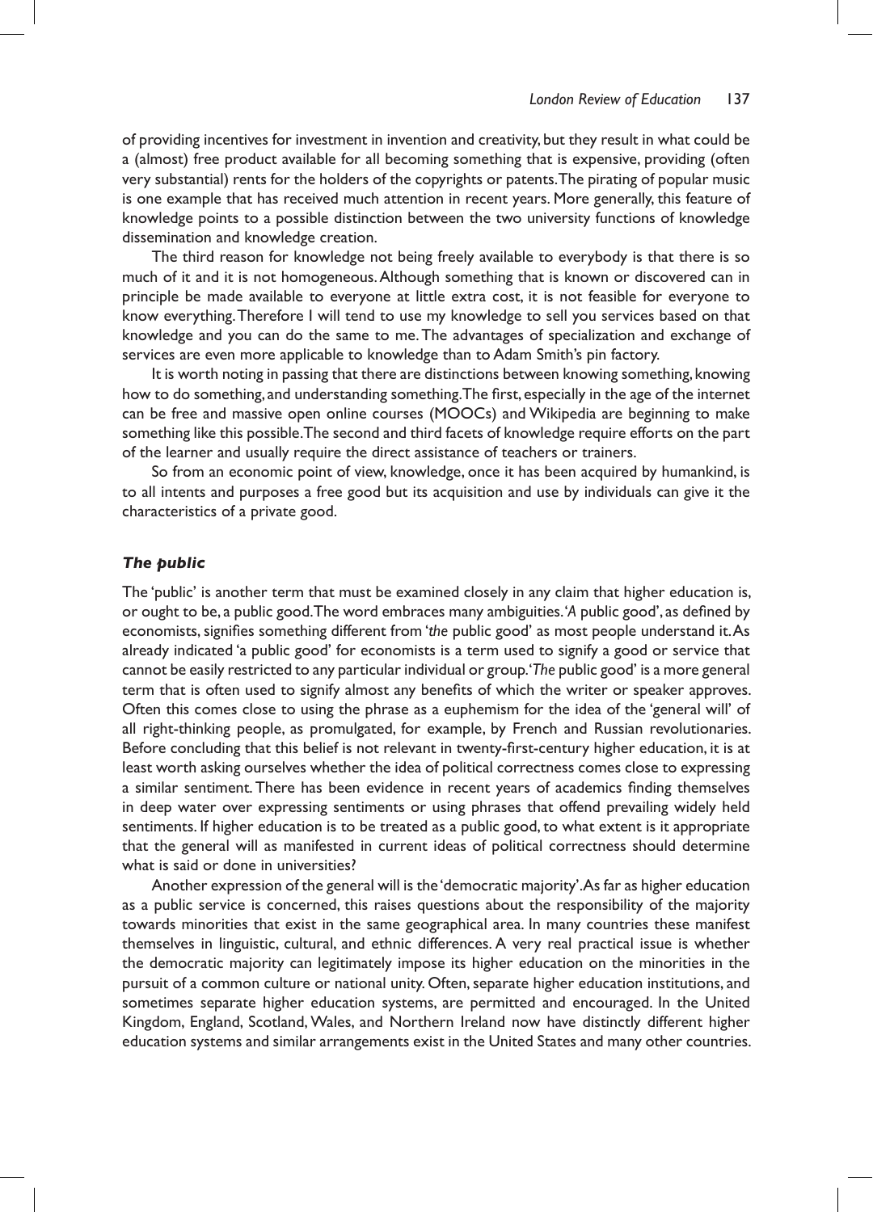of providing incentives for investment in invention and creativity, but they result in what could be a (almost) free product available for all becoming something that is expensive, providing (often very substantial) rents for the holders of the copyrights or patents. The pirating of popular music is one example that has received much attention in recent years. More generally, this feature of knowledge points to a possible distinction between the two university functions of knowledge dissemination and knowledge creation.

The third reason for knowledge not being freely available to everybody is that there is so much of it and it is not homogeneous. Although something that is known or discovered can in principle be made available to everyone at little extra cost, it is not feasible for everyone to know everything. Therefore I will tend to use my knowledge to sell you services based on that knowledge and you can do the same to me. The advantages of specialization and exchange of services are even more applicable to knowledge than to Adam Smith's pin factory.

It is worth noting in passing that there are distinctions between knowing something, knowing how to do something, and understanding something. The first, especially in the age of the internet can be free and massive open online courses (MOOCs) and Wikipedia are beginning to make something like this possible. The second and third facets of knowledge require efforts on the part of the learner and usually require the direct assistance of teachers or trainers.

So from an economic point of view, knowledge, once it has been acquired by humankind, is to all intents and purposes a free good but its acquisition and use by individuals can give it the characteristics of a private good.

### *The public*

The 'public' is another term that must be examined closely in any claim that higher education is, or ought to be, a public good. The word embraces many ambiguities. '*A* public good', as defined by economists, signifies something different from '*the* public good' as most people understand it. As already indicated 'a public good' for economists is a term used to signify a good or service that cannot be easily restricted to any particular individual or group. '*The* public good' is a more general term that is often used to signify almost any benefits of which the writer or speaker approves. Often this comes close to using the phrase as a euphemism for the idea of the 'general will' of all right-thinking people, as promulgated, for example, by French and Russian revolutionaries. Before concluding that this belief is not relevant in twenty-first-century higher education, it is at least worth asking ourselves whether the idea of political correctness comes close to expressing a similar sentiment. There has been evidence in recent years of academics finding themselves in deep water over expressing sentiments or using phrases that offend prevailing widely held sentiments. If higher education is to be treated as a public good, to what extent is it appropriate that the general will as manifested in current ideas of political correctness should determine what is said or done in universities?

Another expression of the general will is the 'democratic majority'. As far as higher education as a public service is concerned, this raises questions about the responsibility of the majority towards minorities that exist in the same geographical area. In many countries these manifest themselves in linguistic, cultural, and ethnic differences. A very real practical issue is whether the democratic majority can legitimately impose its higher education on the minorities in the pursuit of a common culture or national unity. Often, separate higher education institutions, and sometimes separate higher education systems, are permitted and encouraged. In the United Kingdom, England, Scotland, Wales, and Northern Ireland now have distinctly different higher education systems and similar arrangements exist in the United States and many other countries.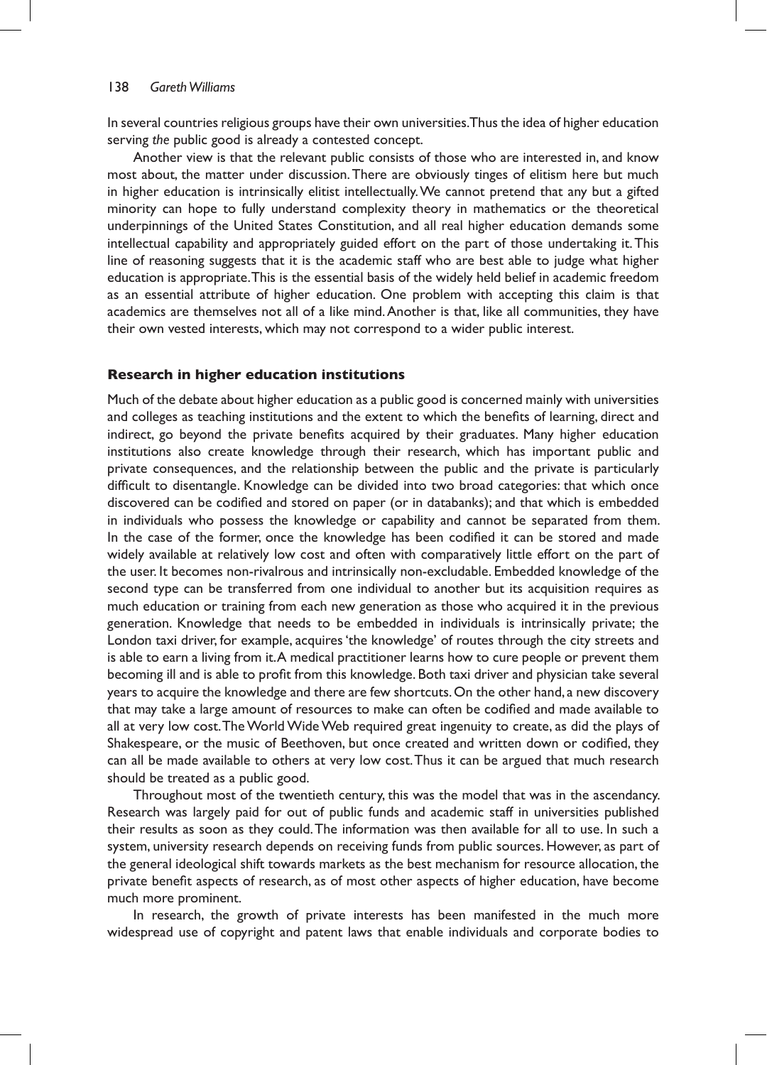In several countries religious groups have their own universities. Thus the idea of higher education serving *the* public good is already a contested concept.

Another view is that the relevant public consists of those who are interested in, and know most about, the matter under discussion. There are obviously tinges of elitism here but much in higher education is intrinsically elitist intellectually. We cannot pretend that any but a gifted minority can hope to fully understand complexity theory in mathematics or the theoretical underpinnings of the United States Constitution, and all real higher education demands some intellectual capability and appropriately guided effort on the part of those undertaking it. This line of reasoning suggests that it is the academic staff who are best able to judge what higher education is appropriate. This is the essential basis of the widely held belief in academic freedom as an essential attribute of higher education. One problem with accepting this claim is that academics are themselves not all of a like mind. Another is that, like all communities, they have their own vested interests, which may not correspond to a wider public interest.

## Research in higher education institutions

Much of the debate about higher education as a public good is concerned mainly with universities and colleges as teaching institutions and the extent to which the benefits of learning, direct and indirect, go beyond the private benefits acquired by their graduates. Many higher education institutions also create knowledge through their research, which has important public and private consequences, and the relationship between the public and the private is particularly difficult to disentangle. Knowledge can be divided into two broad categories: that which once discovered can be codified and stored on paper (or in databanks); and that which is embedded in individuals who possess the knowledge or capability and cannot be separated from them. In the case of the former, once the knowledge has been codified it can be stored and made widely available at relatively low cost and often with comparatively little effort on the part of the user. It becomes non-rivalrous and intrinsically non-excludable. Embedded knowledge of the second type can be transferred from one individual to another but its acquisition requires as much education or training from each new generation as those who acquired it in the previous generation. Knowledge that needs to be embedded in individuals is intrinsically private; the London taxi driver, for example, acquires 'the knowledge' of routes through the city streets and is able to earn a living from it. A medical practitioner learns how to cure people or prevent them becoming ill and is able to profit from this knowledge. Both taxi driver and physician take several years to acquire the knowledge and there are few shortcuts. On the other hand, a new discovery that may take a large amount of resources to make can often be codified and made available to all at very low cost. The World Wide Web required great ingenuity to create, as did the plays of Shakespeare, or the music of Beethoven, but once created and written down or codified, they can all be made available to others at very low cost. Thus it can be argued that much research should be treated as a public good.

Throughout most of the twentieth century, this was the model that was in the ascendancy. Research was largely paid for out of public funds and academic staff in universities published their results as soon as they could. The information was then available for all to use. In such a system, university research depends on receiving funds from public sources. However, as part of the general ideological shift towards markets as the best mechanism for resource allocation, the private benefit aspects of research, as of most other aspects of higher education, have become much more prominent.

In research, the growth of private interests has been manifested in the much more widespread use of copyright and patent laws that enable individuals and corporate bodies to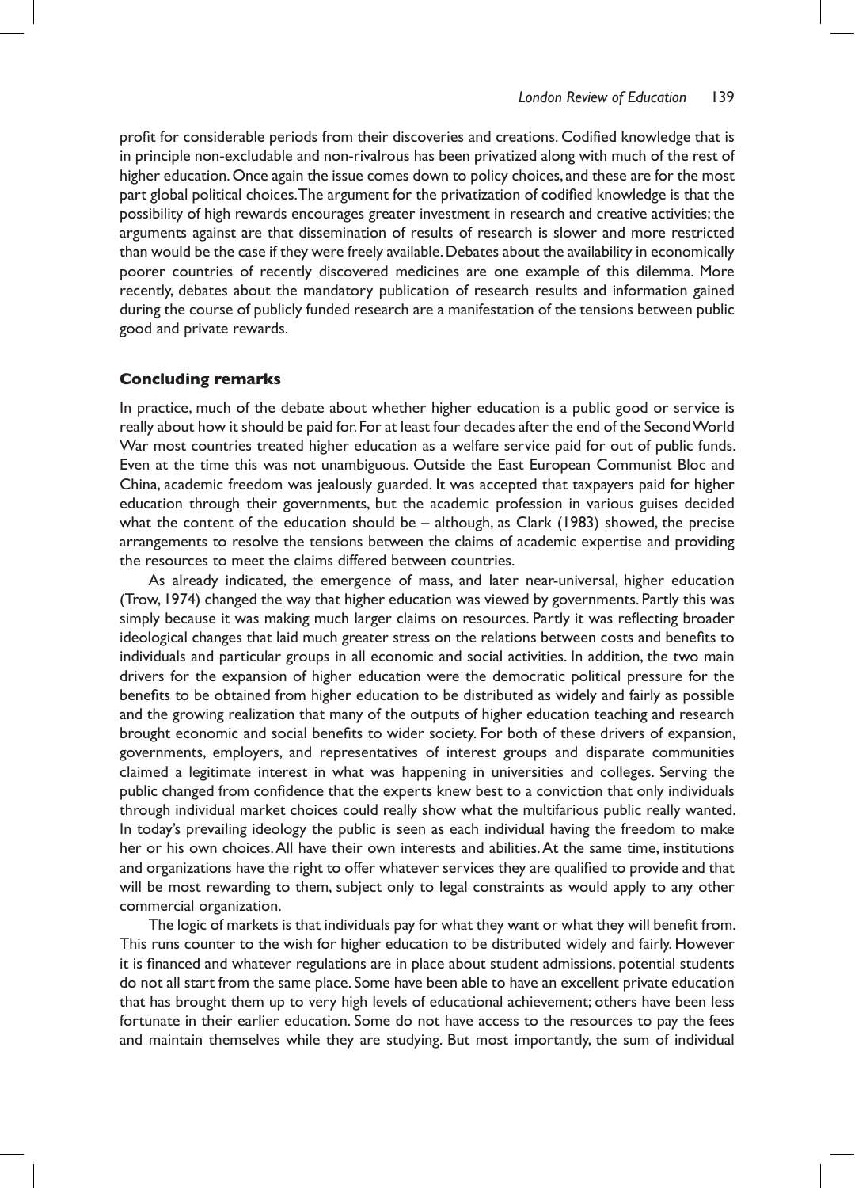profit for considerable periods from their discoveries and creations. Codified knowledge that is in principle non-excludable and non-rivalrous has been privatized along with much of the rest of higher education. Once again the issue comes down to policy choices, and these are for the most part global political choices. The argument for the privatization of codified knowledge is that the possibility of high rewards encourages greater investment in research and creative activities; the arguments against are that dissemination of results of research is slower and more restricted than would be the case if they were freely available. Debates about the availability in economically poorer countries of recently discovered medicines are one example of this dilemma. More recently, debates about the mandatory publication of research results and information gained during the course of publicly funded research are a manifestation of the tensions between public good and private rewards.

## Concluding remarks

In practice, much of the debate about whether higher education is a public good or service is really about how it should be paid for. For at least four decades after the end of the Second World War most countries treated higher education as a welfare service paid for out of public funds. Even at the time this was not unambiguous. Outside the East European Communist Bloc and China, academic freedom was jealously guarded. It was accepted that taxpayers paid for higher education through their governments, but the academic profession in various guises decided what the content of the education should be – although, as Clark (1983) showed, the precise arrangements to resolve the tensions between the claims of academic expertise and providing the resources to meet the claims differed between countries.

As already indicated, the emergence of mass, and later near-universal, higher education (Trow, 1974) changed the way that higher education was viewed by governments. Partly this was simply because it was making much larger claims on resources. Partly it was reflecting broader ideological changes that laid much greater stress on the relations between costs and benefits to individuals and particular groups in all economic and social activities. In addition, the two main drivers for the expansion of higher education were the democratic political pressure for the benefits to be obtained from higher education to be distributed as widely and fairly as possible and the growing realization that many of the outputs of higher education teaching and research brought economic and social benefits to wider society. For both of these drivers of expansion, governments, employers, and representatives of interest groups and disparate communities claimed a legitimate interest in what was happening in universities and colleges. Serving the public changed from confidence that the experts knew best to a conviction that only individuals through individual market choices could really show what the multifarious public really wanted. In today's prevailing ideology the public is seen as each individual having the freedom to make her or his own choices. All have their own interests and abilities. At the same time, institutions and organizations have the right to offer whatever services they are qualified to provide and that will be most rewarding to them, subject only to legal constraints as would apply to any other commercial organization.

The logic of markets is that individuals pay for what they want or what they will benefit from. This runs counter to the wish for higher education to be distributed widely and fairly. However it is financed and whatever regulations are in place about student admissions, potential students do not all start from the same place. Some have been able to have an excellent private education that has brought them up to very high levels of educational achievement; others have been less fortunate in their earlier education. Some do not have access to the resources to pay the fees and maintain themselves while they are studying. But most importantly, the sum of individual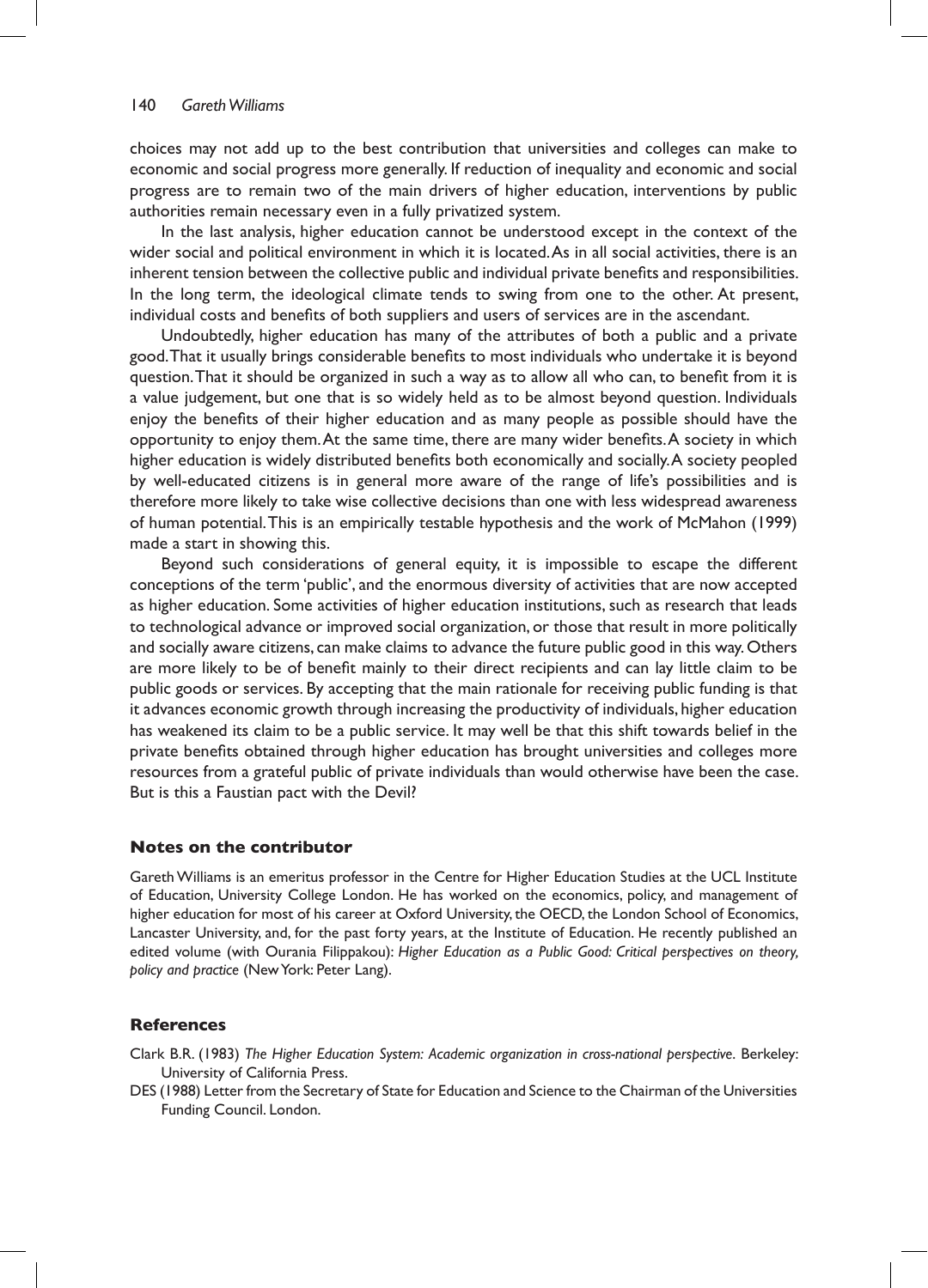choices may not add up to the best contribution that universities and colleges can make to economic and social progress more generally. If reduction of inequality and economic and social progress are to remain two of the main drivers of higher education, interventions by public authorities remain necessary even in a fully privatized system.

In the last analysis, higher education cannot be understood except in the context of the wider social and political environment in which it is located. As in all social activities, there is an inherent tension between the collective public and individual private benefits and responsibilities. In the long term, the ideological climate tends to swing from one to the other. At present, individual costs and benefits of both suppliers and users of services are in the ascendant.

Undoubtedly, higher education has many of the attributes of both a public and a private good. That it usually brings considerable benefits to most individuals who undertake it is beyond question. That it should be organized in such a way as to allow all who can, to benefit from it is a value judgement, but one that is so widely held as to be almost beyond question. Individuals enjoy the benefits of their higher education and as many people as possible should have the opportunity to enjoy them. At the same time, there are many wider benefits. A society in which higher education is widely distributed benefits both economically and socially. A society peopled by well-educated citizens is in general more aware of the range of life's possibilities and is therefore more likely to take wise collective decisions than one with less widespread awareness of human potential. This is an empirically testable hypothesis and the work of McMahon (1999) made a start in showing this.

Beyond such considerations of general equity, it is impossible to escape the different conceptions of the term 'public', and the enormous diversity of activities that are now accepted as higher education. Some activities of higher education institutions, such as research that leads to technological advance or improved social organization, or those that result in more politically and socially aware citizens, can make claims to advance the future public good in this way. Others are more likely to be of benefit mainly to their direct recipients and can lay little claim to be public goods or services. By accepting that the main rationale for receiving public funding is that it advances economic growth through increasing the productivity of individuals, higher education has weakened its claim to be a public service. It may well be that this shift towards belief in the private benefits obtained through higher education has brought universities and colleges more resources from a grateful public of private individuals than would otherwise have been the case. But is this a Faustian pact with the Devil?

## Notes on the contributor

Gareth Williams is an emeritus professor in the Centre for Higher Education Studies at the UCL Institute of Education, University College London. He has worked on the economics, policy, and management of higher education for most of his career at Oxford University, the OECD, the London School of Economics, Lancaster University, and, for the past forty years, at the Institute of Education. He recently published an edited volume (with Ourania Filippakou): *Higher Education as a Public Good: Critical perspectives on theory, policy and practice* (New York: Peter Lang).

## References

Clark B.R. (1983) *The Higher Education System: Academic organization in cross-national perspective*. Berkeley: University of California Press.

DES (1988) Letter from the Secretary of State for Education and Science to the Chairman of the Universities Funding Council. London.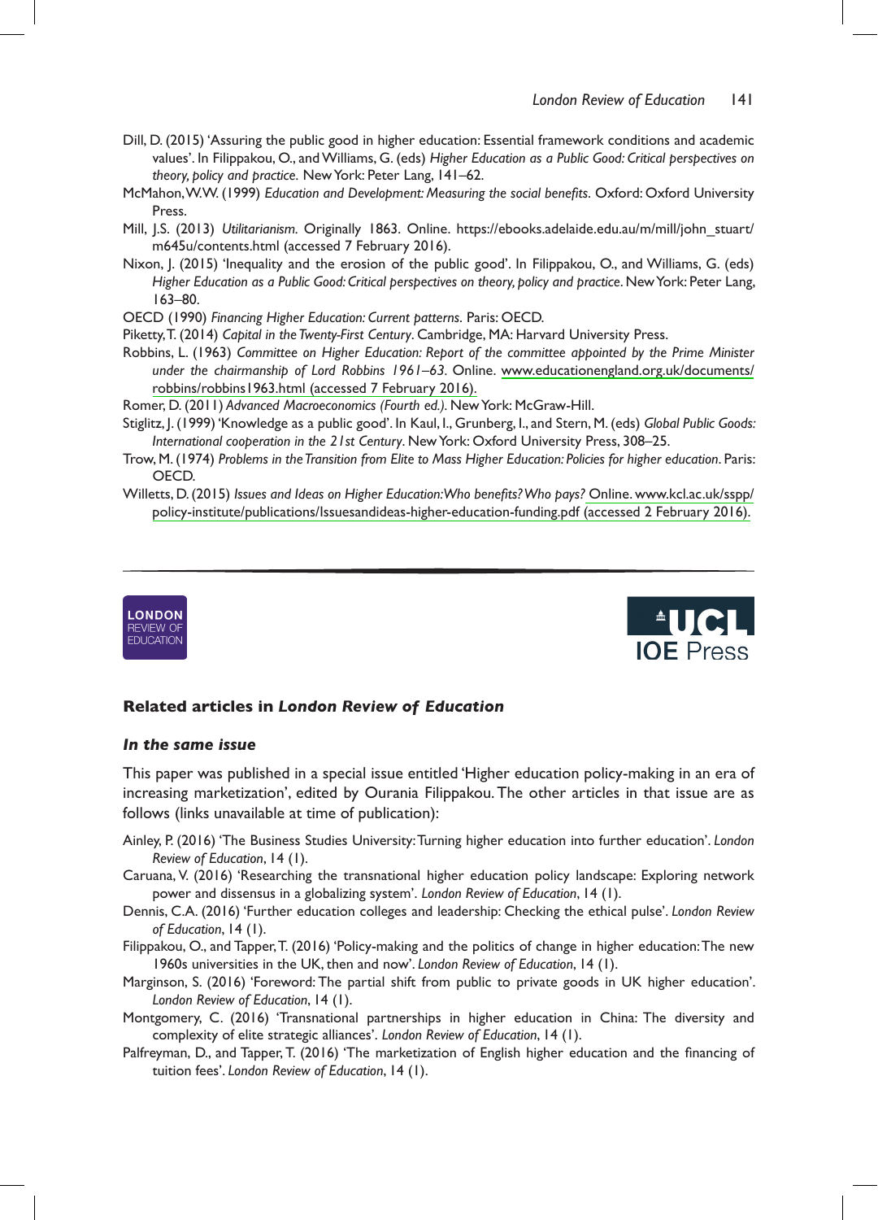Dill, D. (2015) 'Assuring the public good in higher education: Essential framework conditions and academic values'. In Filippakou, O., and Williams, G. (eds) *Higher Education as a Public Good: Critical perspectives on theory, policy and practice.* New York: Peter Lang, 141–62.

McMahon, W.W. (1999) *Education and Development: Measuring the social benefits.* Oxford: Oxford University Press.

Mill, J.S. (2013) *Utilitarianism.* Originally 1863. Online. https://ebooks.adelaide.edu.au/m/mill/john_stuart/m645u/contents.html (accessed 7 February 2016).

Nixon, J. (2015) 'Inequality and the erosion of the public good'. In Filippakou, O., and Williams, G. (eds) *Higher Education as a Public Good: Critical perspectives on theory, policy and practice.* New York: Peter Lang, 163–80.

OECD (1990) *Financing Higher Education: Current patterns.* Paris: OECD.

Piketty, T. (2014) *Capital in the Twenty-First Century*. Cambridge, MA: Harvard University Press.

Robbins, L. (1963) *Committee on Higher Education: Report of the committee appointed by the Prime Minister under the chairmanship of Lord Robbins 1961–63.* Online. www.educationengland.org.uk/documents/robbins/robbins1963.html (accessed 7 February 2016).

Romer, D. (2011) *Advanced Macroeconomics (Fourth ed.).* New York: McGraw-Hill.

Stiglitz, J. (1999) 'Knowledge as a public good'. In Kaul, I., Grunberg, I., and Stern, M. (eds) *Global Public Goods: International cooperation in the 21st Century*. New York: Oxford University Press, 308–25.

Trow, M. (1974) *Problems in the Transition from Elite to Mass Higher Education: Policies for higher education*. Paris: OECD.

Willetts, D. (2015) *Issues and Ideas on Higher Education: Who benefits? Who pays?* Online. www.kcl.ac.uk/sspp/policy-institute/publications/Issuesandideas-higher-education-funding.pdf (accessed 2 February 2016).

## Related articles in *London Review of Education*

### *In the same issue*

This paper was published in a special issue entitled 'Higher education policy-making in an era of increasing marketization', edited by Ourania Filippakou. The other articles in that issue are as follows (links unavailable at time of publication):

Ainley, P. (2016) 'The Business Studies University: Turning higher education into further education'. *London Review of Education*, 14 (1).

Caruana, V. (2016) 'Researching the transnational higher education policy landscape: Exploring network power and dissensus in a globalizing system'. *London Review of Education*, 14 (1).

Dennis, C.A. (2016) 'Further education colleges and leadership: Checking the ethical pulse'. *London Review of Education*, 14 (1).

Filippakou, O., and Tapper, T. (2016) 'Policy-making and the politics of change in higher education: The new 1960s universities in the UK, then and now'. *London Review of Education*, 14 (1).

Marginson, S. (2016) 'Foreword: The partial shift from public to private goods in UK higher education'. *London Review of Education*, 14 (1).

Montgomery, C. (2016) 'Transnational partnerships in higher education in China: The diversity and complexity of elite strategic alliances'. *London Review of Education*, 14 (1).

Palfreyman, D., and Tapper, T. (2016) 'The marketization of English higher education and the financing of tuition fees'. *London Review of Education*, 14 (1).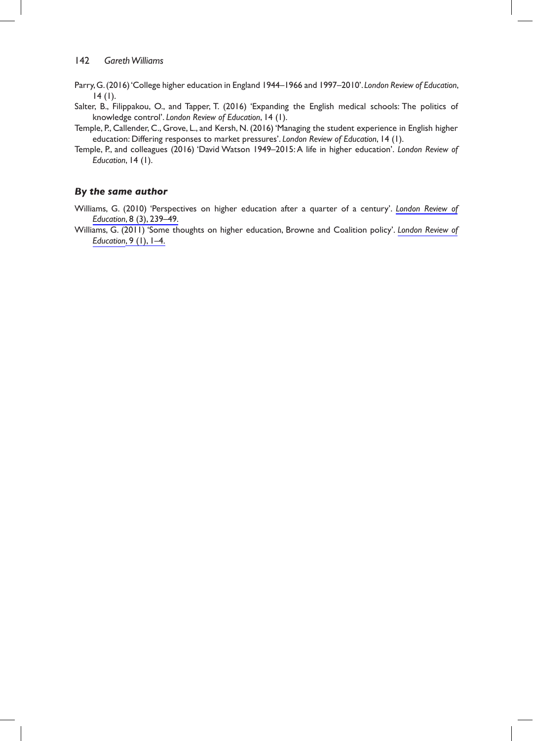Parry, G. (2016) 'College higher education in England 1944–1966 and 1997–2010'. *London Review of Education*, 14 (1).

Salter, B., Filippakou, O., and Tapper, T. (2016) 'Expanding the English medical schools: The politics of knowledge control'. *London Review of Education*, 14 (1).

Temple, P., Callender, C., Grove, L., and Kersh, N. (2016) 'Managing the student experience in English higher education: Differing responses to market pressures'. *London Review of Education*, 14 (1).

Temple, P., and colleagues (2016) 'David Watson 1949–2015: A life in higher education'. *London Review of Education*, 14 (1).

### *By the same author*

Williams, G. (2010) 'Perspectives on higher education after a quarter of a century'. *London Review of Education*, 8 (3), 239–49.

Williams, G. (2011) 'Some thoughts on higher education, Browne and Coalition policy'. *London Review of Education*, 9 (1), 1–4.